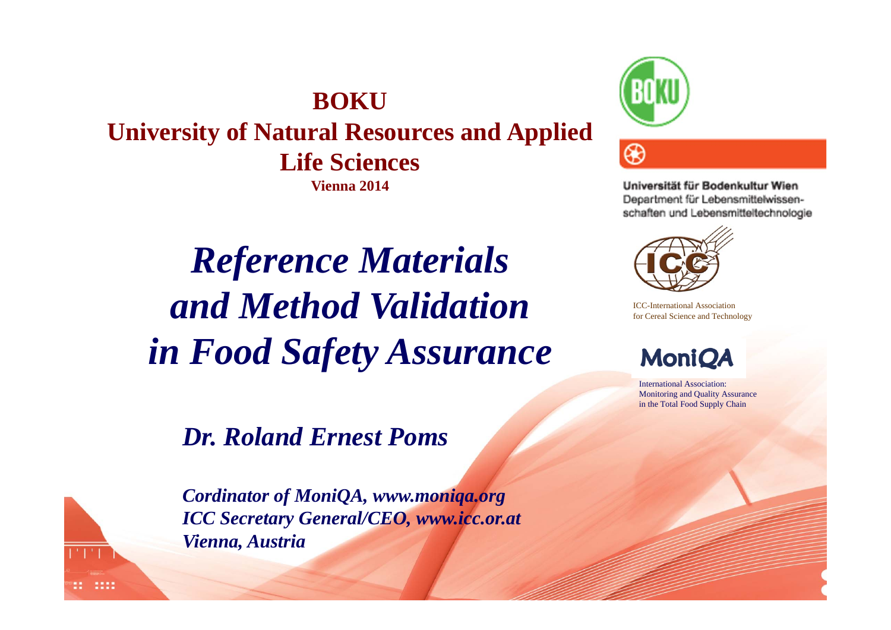**BOKU**
**University of Natural Resources and Applied Life Sciences**
**Vienna 2014**

Universität für Bodenkultur Wien
Department für Lebensmittelwissenschaften und Lebensmitteltechnologie

ICC-International Association for Cereal Science and Technology

MoniQA

International Association: Monitoring and Quality Assurance in the Total Food Supply Chain

# *Reference Materials and Method Validation in Food Safety Assurance*

***Dr. Roland Ernest Poms***

***Cordinator of MoniQA, www.moniqa.org***
***ICC Secretary General/CEO, www.icc.or.at***
***Vienna, Austria***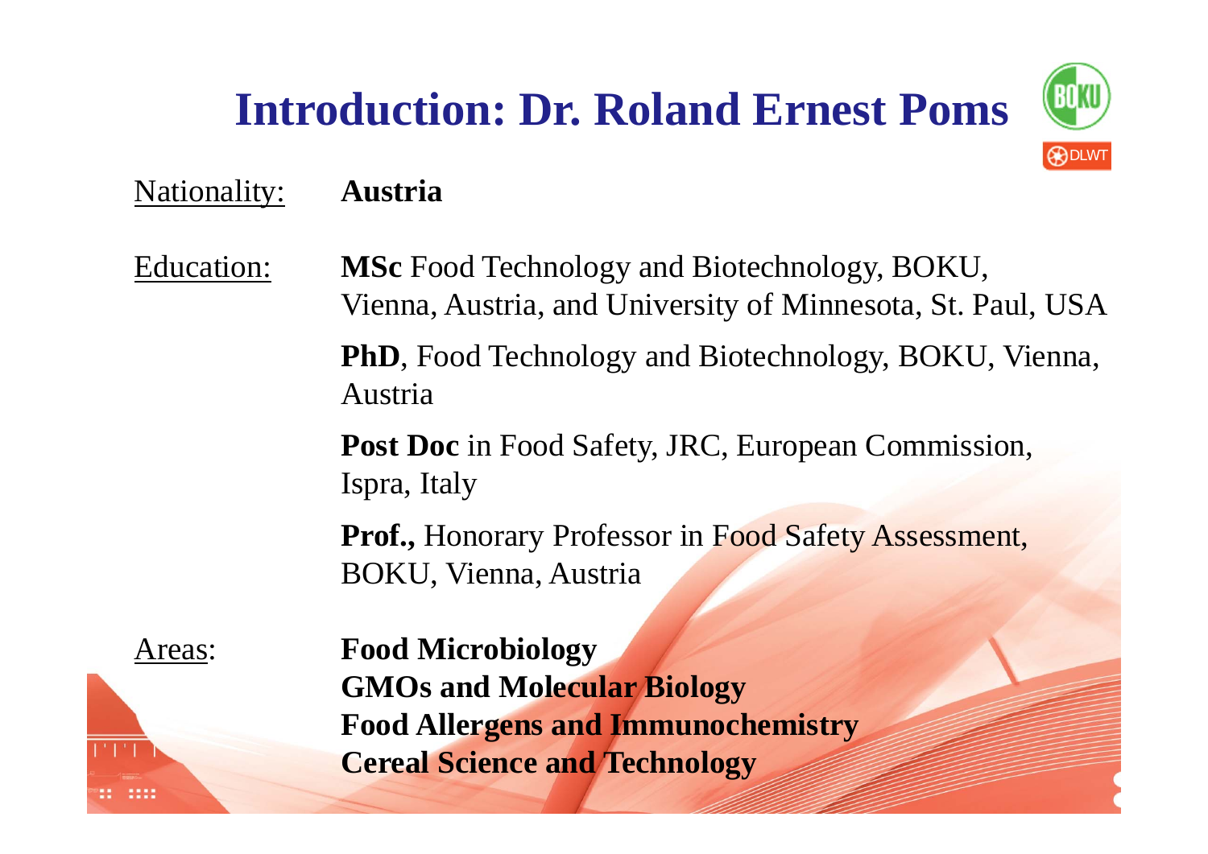# Introduction: Dr. Roland Ernest Poms

<u>Nationality:</u> **Austria**

<u>Education:</u>

**MSc** Food Technology and Biotechnology, BOKU, Vienna, Austria, and University of Minnesota, St. Paul, USA

**PhD**, Food Technology and Biotechnology, BOKU, Vienna, Austria

**Post Doc** in Food Safety, JRC, European Commission, Ispra, Italy

**Prof.,** Honorary Professor in Food Safety Assessment, BOKU, Vienna, Austria

<u>Areas</u>:

**Food Microbiology**
**GMOs and Molecular Biology**
**Food Allergens and Immunochemistry**
**Cereal Science and Technology**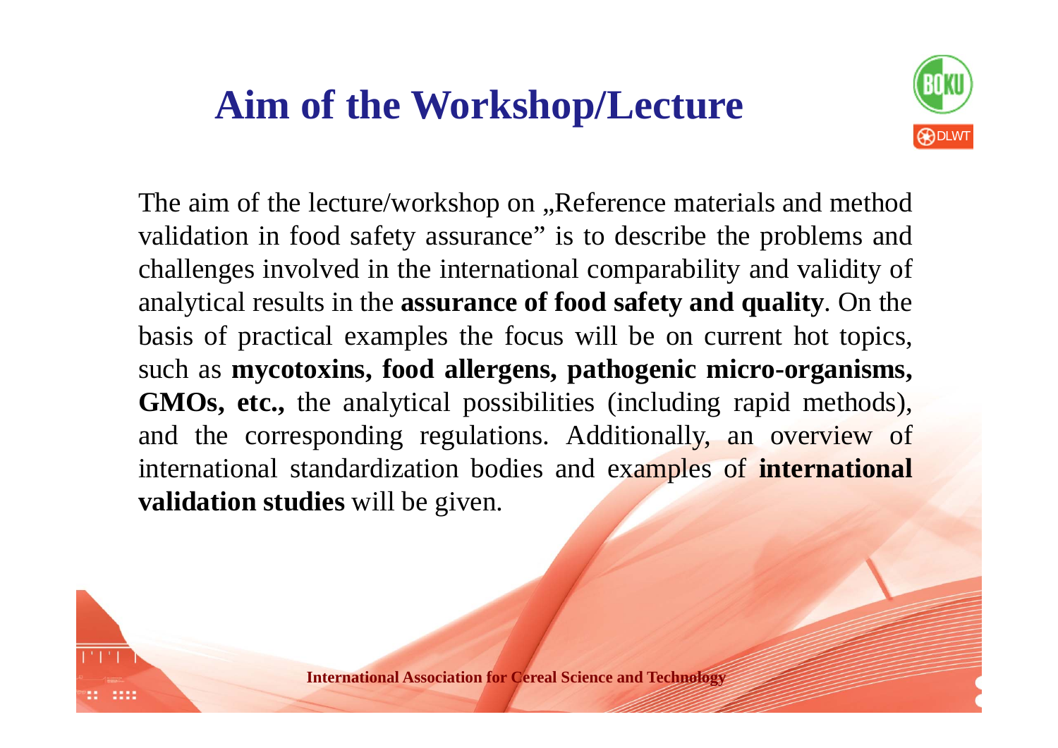# Aim of the Workshop/Lecture

The aim of the lecture/workshop on „Reference materials and method validation in food safety assurance" is to describe the problems and challenges involved in the international comparability and validity of analytical results in the **assurance of food safety and quality**. On the basis of practical examples the focus will be on current hot topics, such as **mycotoxins, food allergens, pathogenic micro-organisms, GMOs, etc.,** the analytical possibilities (including rapid methods), and the corresponding regulations. Additionally, an overview of international standardization bodies and examples of **international validation studies** will be given.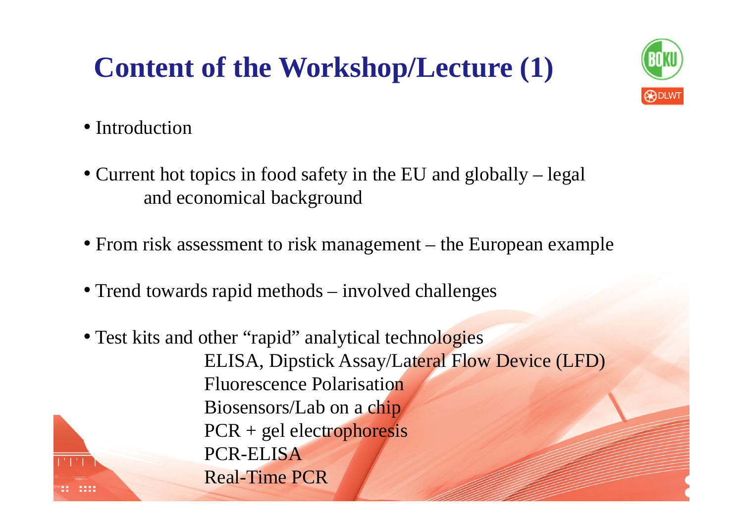# Content of the Workshop/Lecture (1)

- Introduction
- Current hot topics in food safety in the EU and globally – legal and economical background
- From risk assessment to risk management – the European example
- Trend towards rapid methods – involved challenges
- Test kits and other "rapid" analytical technologies
  - ELISA, Dipstick Assay/Lateral Flow Device (LFD)
  - Fluorescence Polarisation
  - Biosensors/Lab on a chip
  - PCR + gel electrophoresis
  - PCR-ELISA
  - Real-Time PCR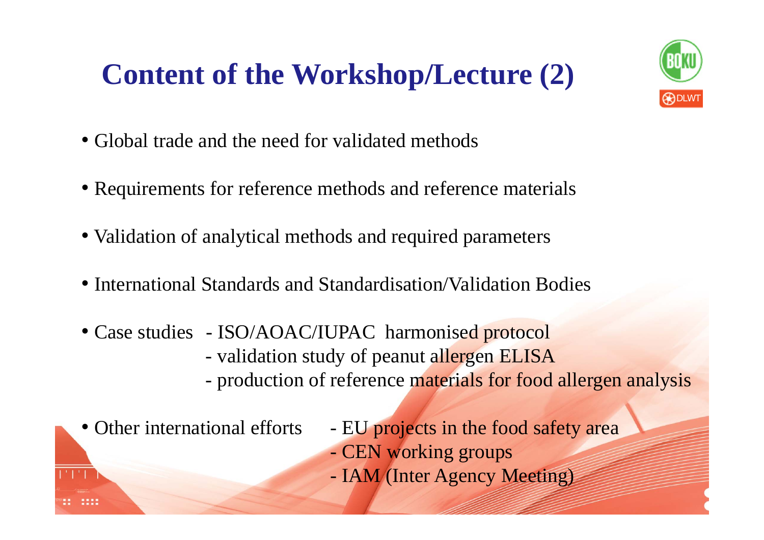# Content of the Workshop/Lecture (2)

- Global trade and the need for validated methods
- Requirements for reference methods and reference materials
- Validation of analytical methods and required parameters
- International Standards and Standardisation/Validation Bodies
- Case studies
  - ISO/AOAC/IUPAC harmonised protocol
  - validation study of peanut allergen ELISA
  - production of reference materials for food allergen analysis
- Other international efforts
  - EU projects in the food safety area
  - CEN working groups
  - IAM (Inter Agency Meeting)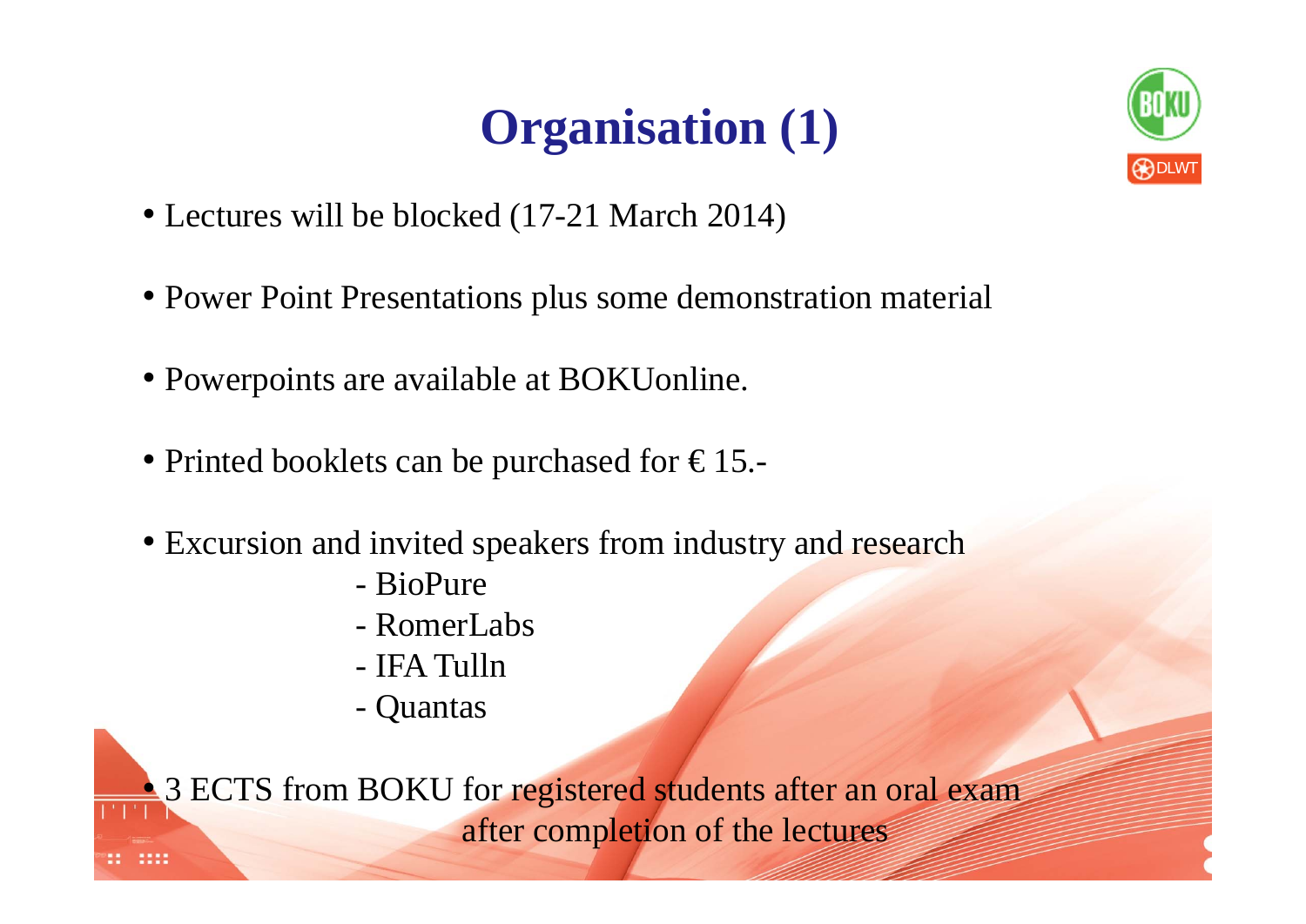# Organisation (1)

- Lectures will be blocked (17-21 March 2014)
- Power Point Presentations plus some demonstration material
- Powerpoints are available at BOKUonline.
- Printed booklets can be purchased for € 15.-
- Excursion and invited speakers from industry and research
  - BioPure
  - RomerLabs
  - IFA Tulln
  - Quantas
- 3 ECTS from BOKU for registered students after an oral exam after completion of the lectures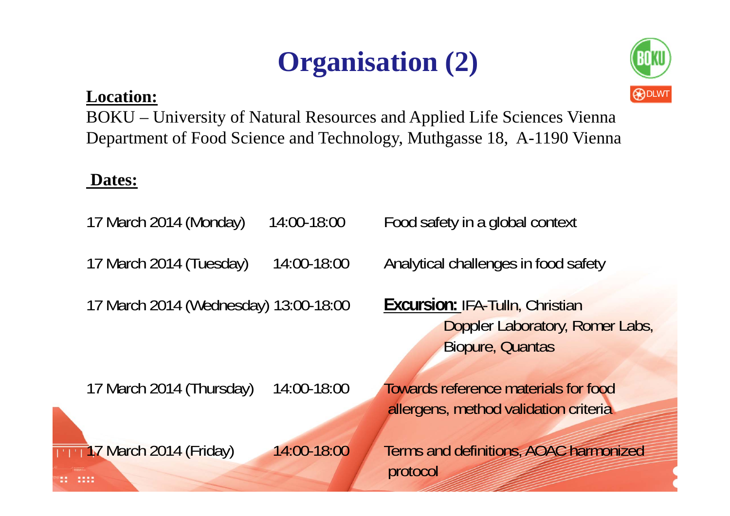# Organisation (2)

**Location:**

BOKU – University of Natural Resources and Applied Life Sciences Vienna
Department of Food Science and Technology, Muthgasse 18, A-1190 Vienna

**Dates:**

| | | |
|---|---|---|
| 17 March 2014 (Monday) | 14:00-18:00 | Food safety in a global context |
| 17 March 2014 (Tuesday) | 14:00-18:00 | Analytical challenges in food safety |
| 17 March 2014 (Wednesday) | 13:00-18:00 | **Excursion:** IFA-Tulln, Christian Doppler Laboratory, Romer Labs, Biopure, Quantas |
| 17 March 2014 (Thursday) | 14:00-18:00 | Towards reference materials for food allergens, method validation criteria |
| 17 March 2014 (Friday) | 14:00-18:00 | Terms and definitions, AOAC harmonized protocol |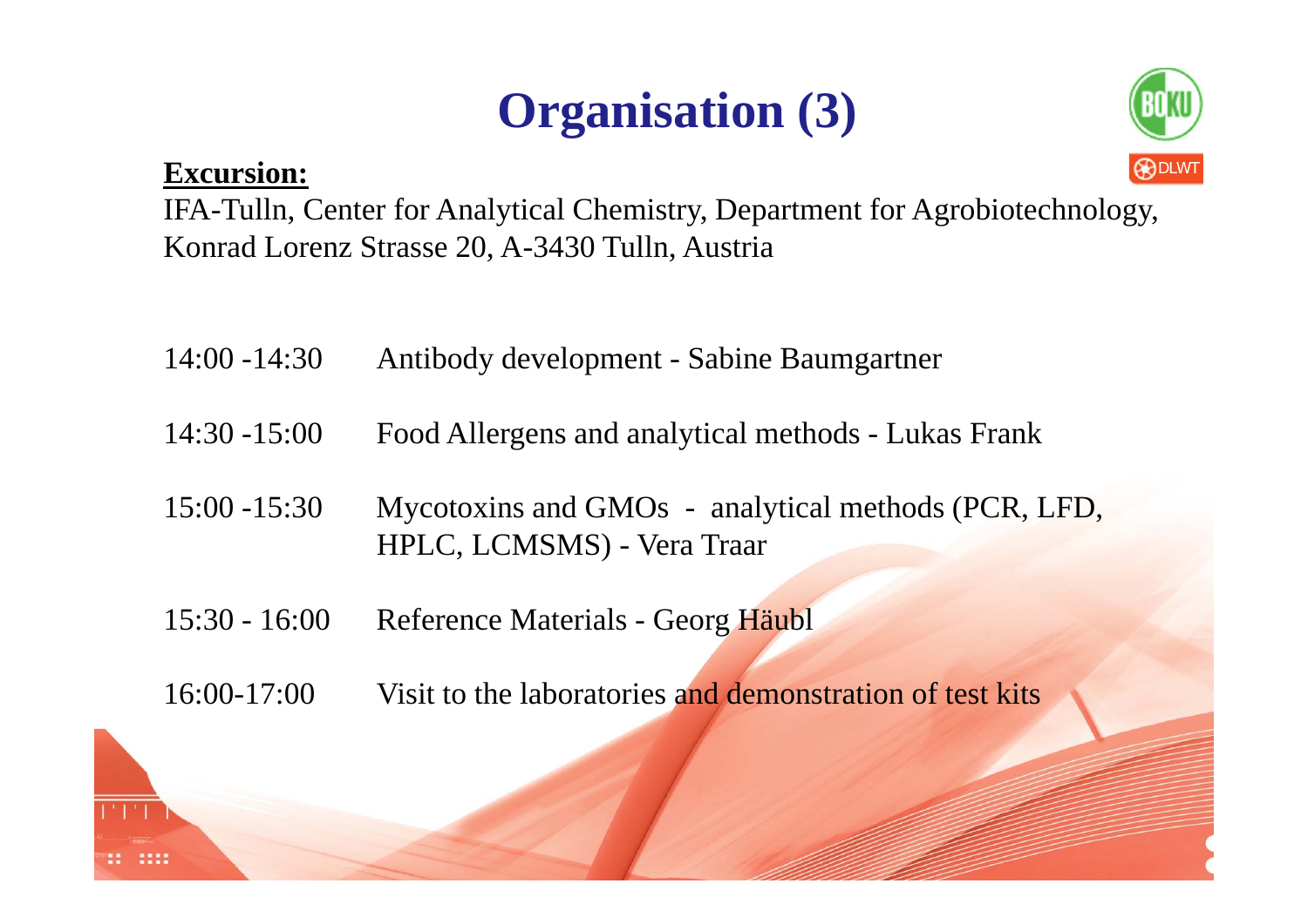# Organisation (3)

**Excursion:**

IFA-Tulln, Center for Analytical Chemistry, Department for Agrobiotechnology, Konrad Lorenz Strasse 20, A-3430 Tulln, Austria

| | |
|---|---|
| 14:00 -14:30 | Antibody development - Sabine Baumgartner |
| 14:30 -15:00 | Food Allergens and analytical methods - Lukas Frank |
| 15:00 -15:30 | Mycotoxins and GMOs - analytical methods (PCR, LFD, HPLC, LCMSMS) - Vera Traar |
| 15:30 - 16:00 | Reference Materials - Georg Häubl |
| 16:00-17:00 | Visit to the laboratories and demonstration of test kits |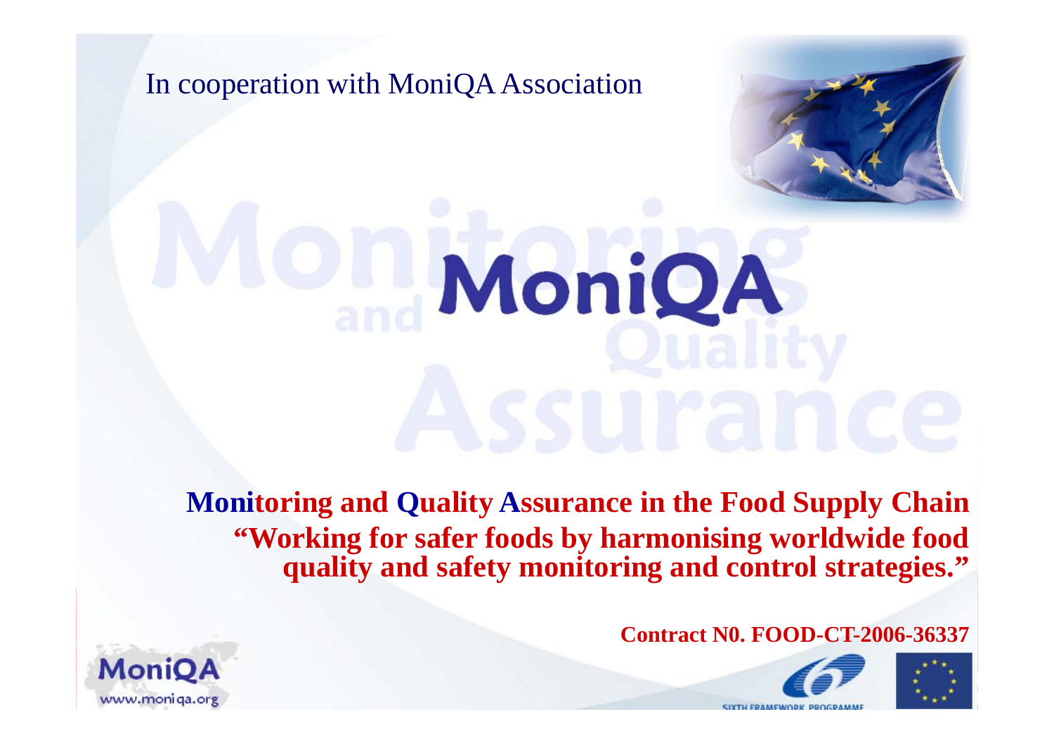In cooperation with MoniQA Association

# MoniQA

**Monitoring and Quality Assurance in the Food Supply Chain**

**"Working for safer foods by harmonising worldwide food quality and safety monitoring and control strategies."**

**Contract N0. FOOD-CT-2006-36337**

MoniQA
www.moniqa.org

SIXTH FRAMEWORK PROGRAMME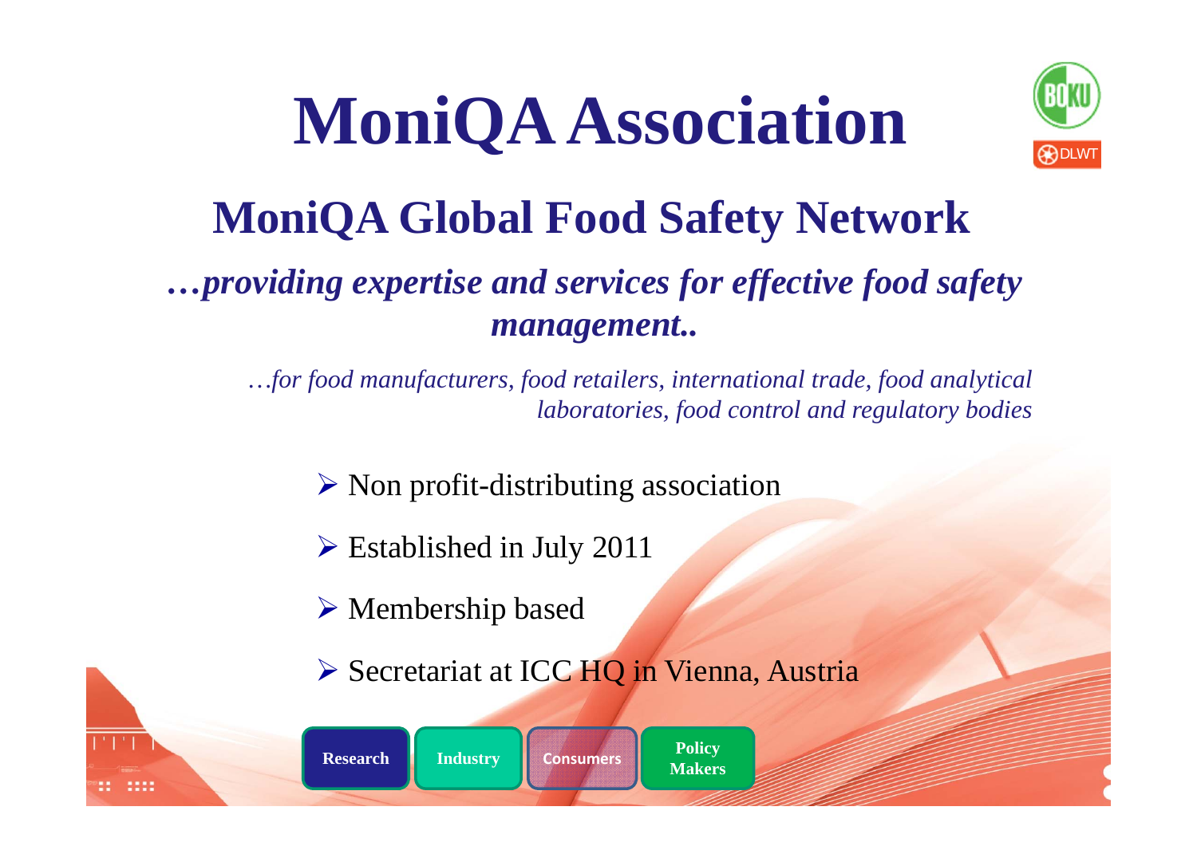# MoniQA Association

## MoniQA Global Food Safety Network

***…providing expertise and services for effective food safety management..***

*…for food manufacturers, food retailers, international trade, food analytical laboratories, food control and regulatory bodies*

- Non profit-distributing association
- Established in July 2011
- Membership based
- Secretariat at ICC HQ in Vienna, Austria

**Research** **Industry** **Consumers** **Policy Makers**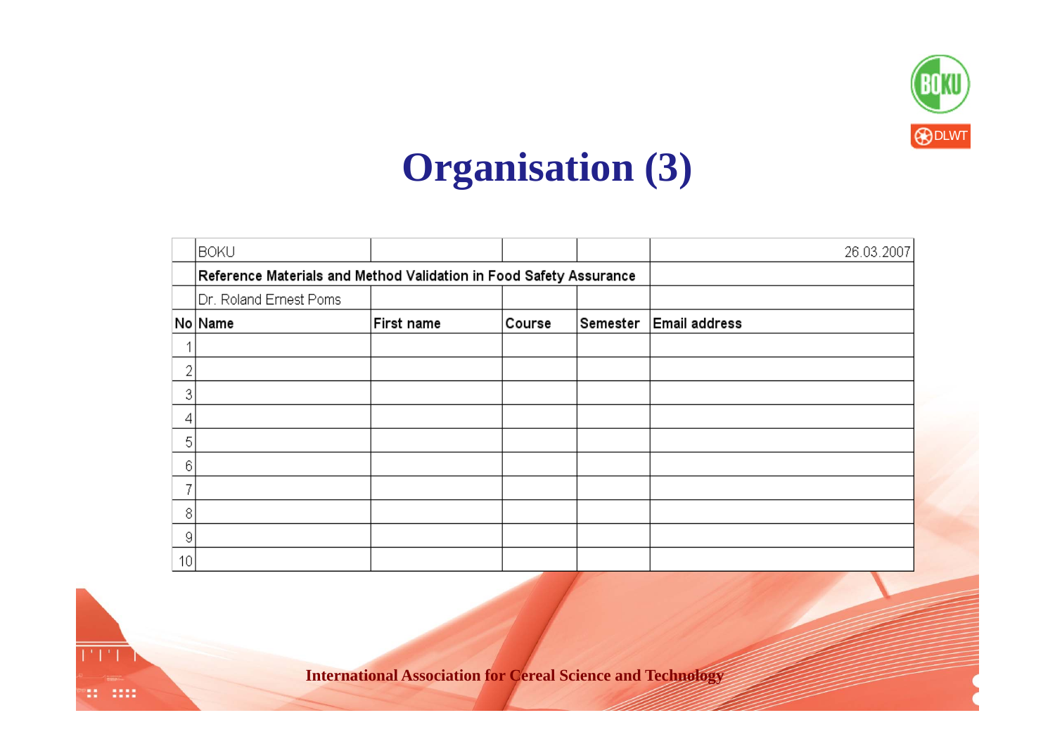# Organisation (3)

| | BOKU | | | | 26.03.2007 |
|---|---|---|---|---|---|
| | **Reference Materials and Method Validation in Food Safety Assurance** | | | | |
| | Dr. Roland Ernest Poms | | | | |
| **No** | **Name** | **First name** | **Course** | **Semester** | **Email address** |
| 1 | | | | | |
| 2 | | | | | |
| 3 | | | | | |
| 4 | | | | | |
| 5 | | | | | |
| 6 | | | | | |
| 7 | | | | | |
| 8 | | | | | |
| 9 | | | | | |
| 10 | | | | | |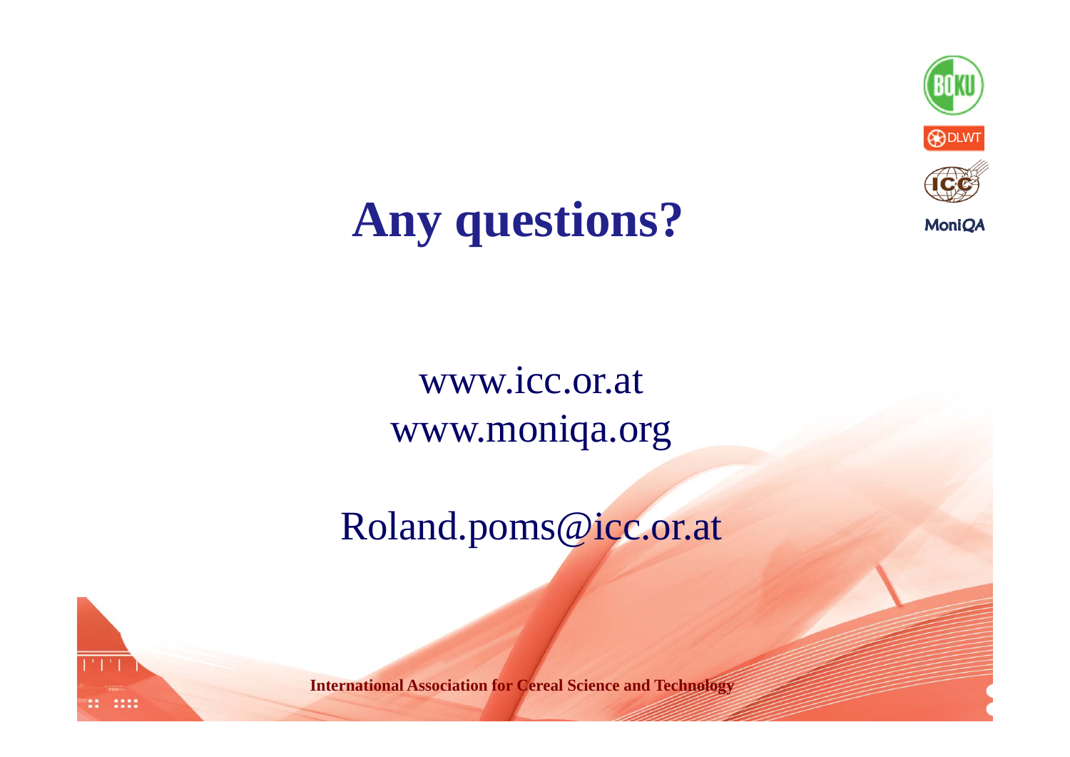# Any questions?

www.icc.or.at
www.moniqa.org

Roland.poms@icc.or.at